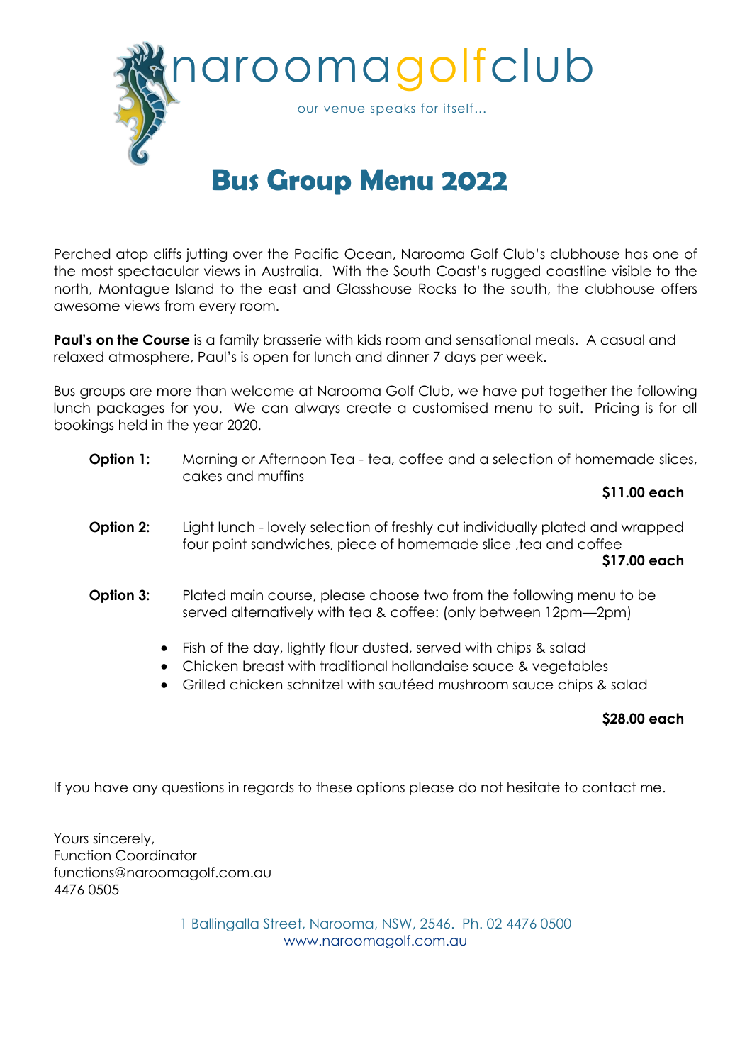naroomagolfclub

our venue speaks for itself...

# Bus Group Menu 2022

Perched atop cliffs jutting over the Pacific Ocean, Narooma Golf Club's clubhouse has one of the most spectacular views in Australia. With the South Coast's rugged coastline visible to the north, Montague Island to the east and Glasshouse Rocks to the south, the clubhouse offers awesome views from every room.

**Paul's on the Course** is a family brasserie with kids room and sensational meals. A casual and relaxed atmosphere, Paul's is open for lunch and dinner 7 days per week.

Bus groups are more than welcome at Narooma Golf Club, we have put together the following lunch packages for you. We can always create a customised menu to suit. Pricing is for all bookings held in the year 2020.

**Option 1:** Morning or Afternoon Tea - tea, coffee and a selection of homemade slices, cakes and muffins

**$11.00 each**

**Option 2:** Light lunch - lovely selection of freshly cut individually plated and wrapped four point sandwiches, piece of homemade slice ,tea and coffee

**$17.00 each**

**Option 3:** Plated main course, please choose two from the following menu to be served alternatively with tea & coffee: (only between 12pm—2pm)

- Fish of the day, lightly flour dusted, served with chips & salad
- Chicken breast with traditional hollandaise sauce & vegetables
- Grilled chicken schnitzel with sautéed mushroom sauce chips & salad

**$28.00 each**

If you have any questions in regards to these options please do not hesitate to contact me.

Yours sincerely,
Function Coordinator
functions@naroomagolf.com.au
4476 0505

1 Ballingalla Street, Narooma, NSW, 2546. Ph. 02 4476 0500
www.naroomagolf.com.au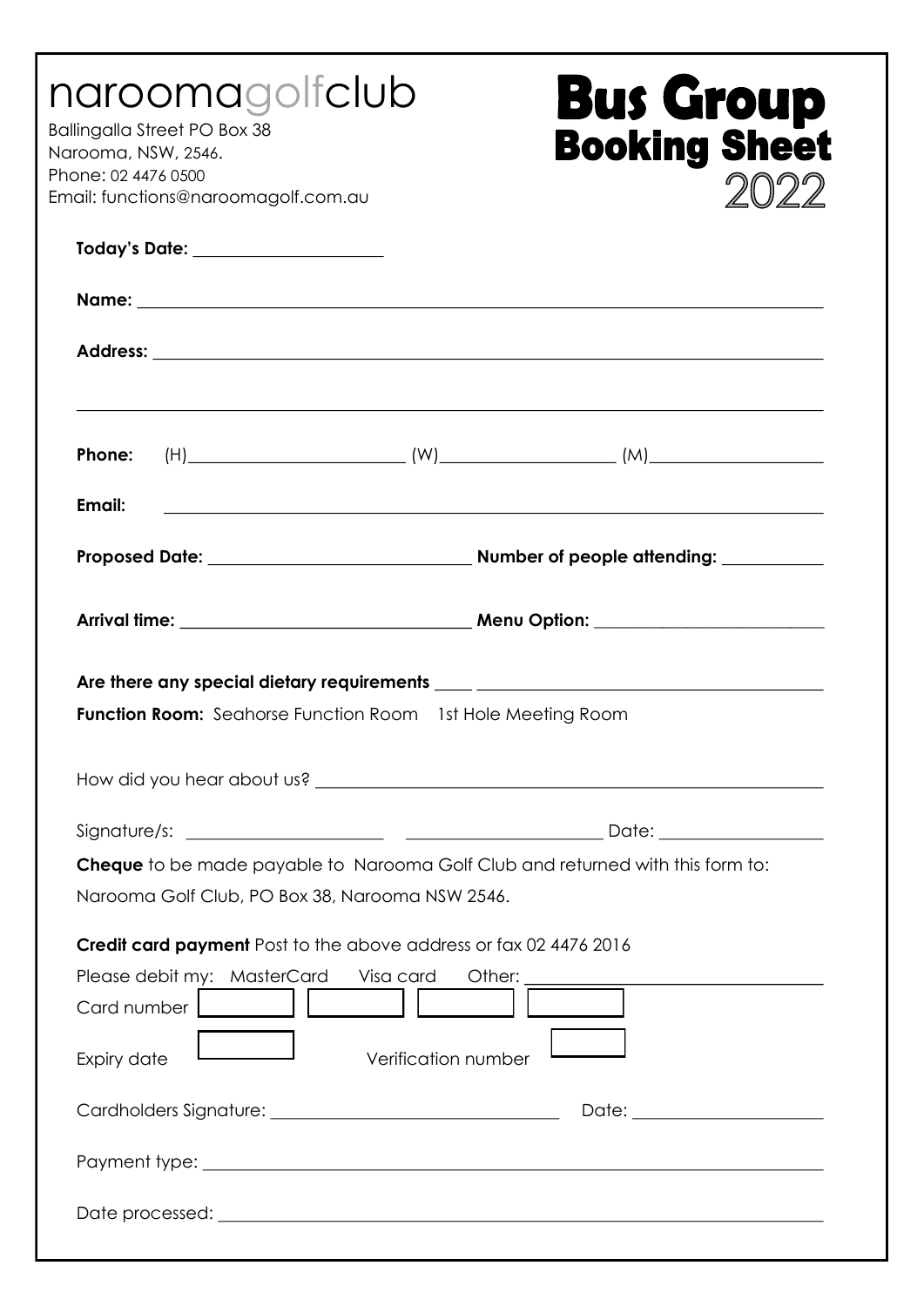# naroomagolfclub

Ballingalla Street PO Box 38
Narooma, NSW, 2546.
Phone: 02 4476 0500
Email: functions@naroomagolf.com.au

# Bus Group Booking Sheet 2022

**Today's Date:** ____________________

**Name:** ____________________________________________________________

**Address:** __________________________________________________________

______________________________________________________________________

**Phone:** (H)______________________ (W)__________________ (M)__________________

**Email:** ____________________________________________________________

**Proposed Date:** ___________________________ **Number of people attending:** __________

**Arrival time:** _____________________________ **Menu Option:** _______________________

**Are there any special dietary requirements** ____ __________________________________

**Function Room:** Seahorse Function Room 1st Hole Meeting Room

How did you hear about us? ____________________________________________________

Signature/s: ____________________ ____________________ Date: __________________

**Cheque** to be made payable to Narooma Golf Club and returned with this form to:
Narooma Golf Club, PO Box 38, Narooma NSW 2546.

**Credit card payment** Post to the above address or fax 02 4476 2016

Please debit my: MasterCard Visa card Other: ______________________________

Card number [ ] [ ] [ ] [ ]

Expiry date [ ] Verification number [ ]

Cardholders Signature: ______________________________ Date: ____________________

Payment type: _______________________________________________________________

Date processed: _____________________________________________________________